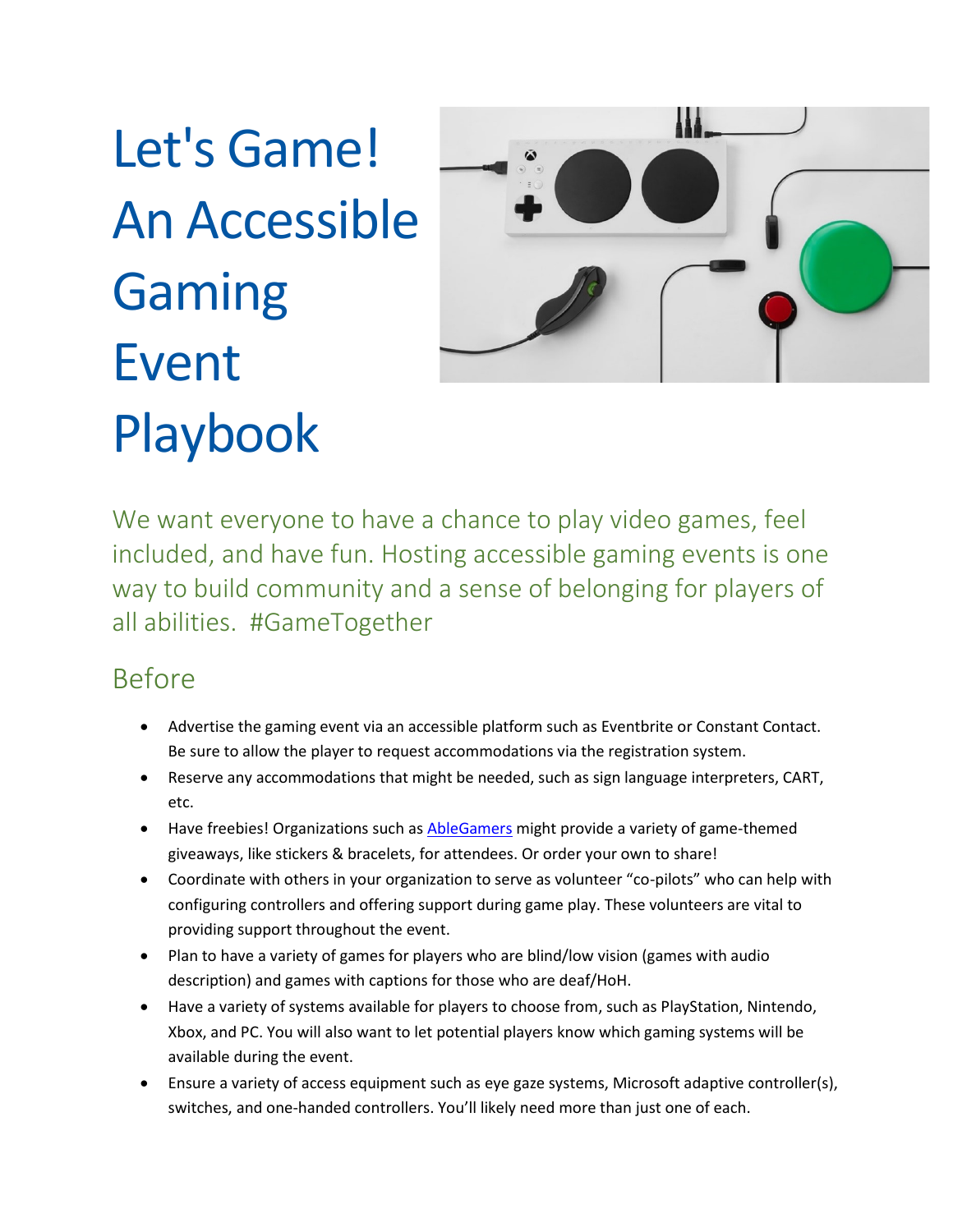# Let's Game! An Accessible Gaming Event Playbook

We want everyone to have a chance to play video games, feel included, and have fun. Hosting accessible gaming events is one way to build community and a sense of belonging for players of all abilities. #GameTogether

## Before

- Advertise the gaming event via an accessible platform such as Eventbrite or Constant Contact. Be sure to allow the player to request accommodations via the registration system.
- Reserve any accommodations that might be needed, such as sign language interpreters, CART, etc.
- Have freebies! Organizations such as [AbleGamers]() might provide a variety of game-themed giveaways, like stickers & bracelets, for attendees. Or order your own to share!
- Coordinate with others in your organization to serve as volunteer "co-pilots" who can help with configuring controllers and offering support during game play. These volunteers are vital to providing support throughout the event.
- Plan to have a variety of games for players who are blind/low vision (games with audio description) and games with captions for those who are deaf/HoH.
- Have a variety of systems available for players to choose from, such as PlayStation, Nintendo, Xbox, and PC. You will also want to let potential players know which gaming systems will be available during the event.
- Ensure a variety of access equipment such as eye gaze systems, Microsoft adaptive controller(s), switches, and one-handed controllers. You'll likely need more than just one of each.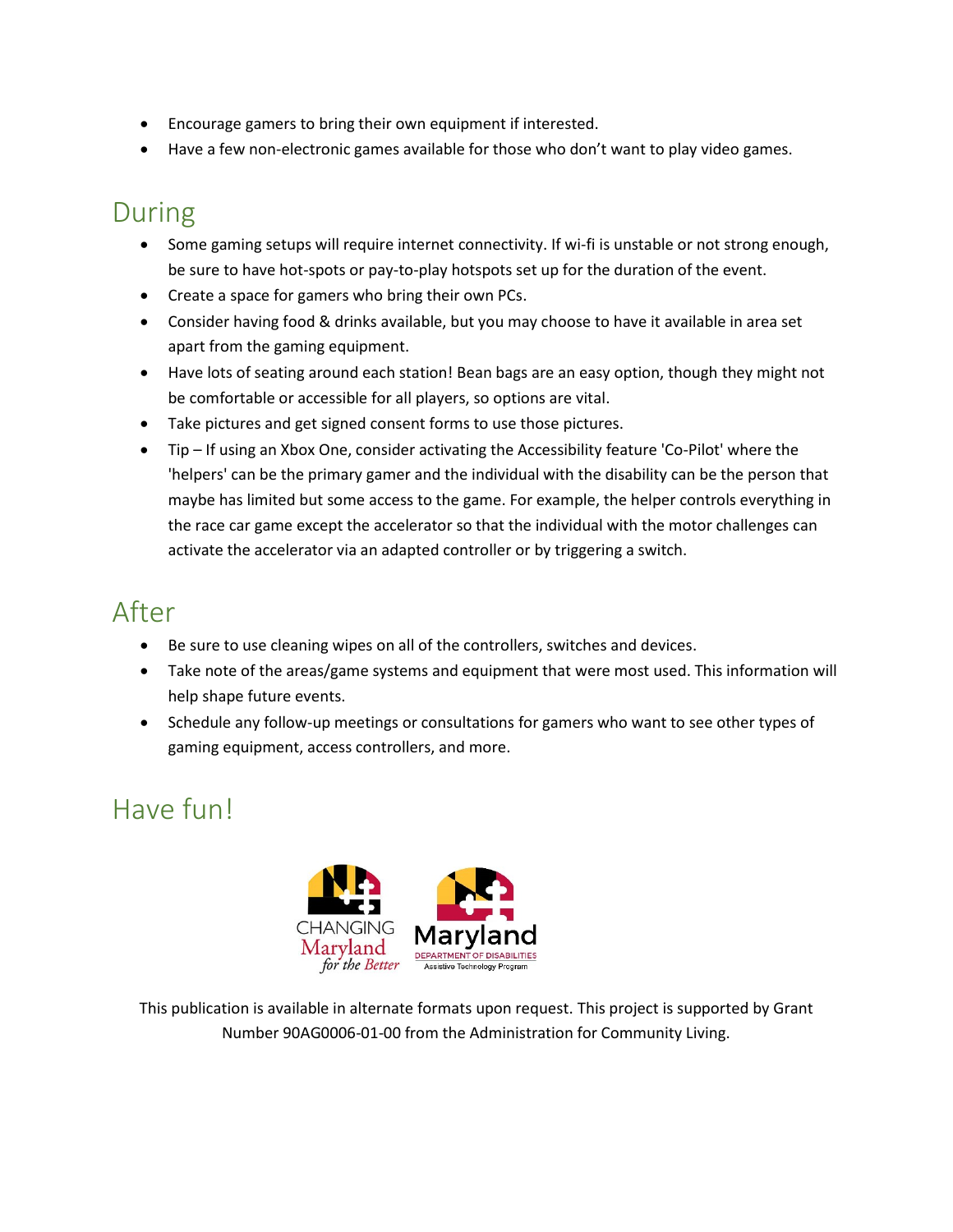- Encourage gamers to bring their own equipment if interested.
- Have a few non-electronic games available for those who don't want to play video games.

## During

- Some gaming setups will require internet connectivity. If wi-fi is unstable or not strong enough, be sure to have hot-spots or pay-to-play hotspots set up for the duration of the event.
- Create a space for gamers who bring their own PCs.
- Consider having food & drinks available, but you may choose to have it available in area set apart from the gaming equipment.
- Have lots of seating around each station! Bean bags are an easy option, though they might not be comfortable or accessible for all players, so options are vital.
- Take pictures and get signed consent forms to use those pictures.
- Tip – If using an Xbox One, consider activating the Accessibility feature 'Co-Pilot' where the 'helpers' can be the primary gamer and the individual with the disability can be the person that maybe has limited but some access to the game. For example, the helper controls everything in the race car game except the accelerator so that the individual with the motor challenges can activate the accelerator via an adapted controller or by triggering a switch.

## After

- Be sure to use cleaning wipes on all of the controllers, switches and devices.
- Take note of the areas/game systems and equipment that were most used. This information will help shape future events.
- Schedule any follow-up meetings or consultations for gamers who want to see other types of gaming equipment, access controllers, and more.

## Have fun!

CHANGING Maryland for the Better

Maryland DEPARTMENT OF DISABILITIES Assistive Technology Program

This publication is available in alternate formats upon request. This project is supported by Grant Number 90AG0006-01-00 from the Administration for Community Living.